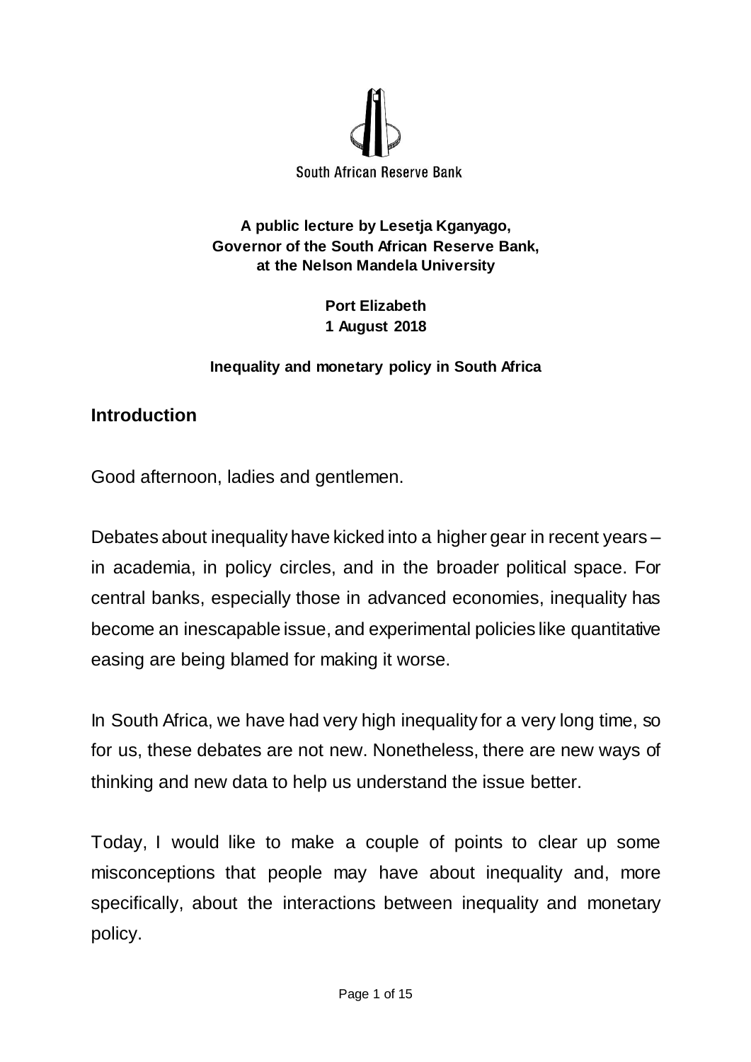South African Reserve Bank

**A public lecture by Lesetja Kganyago,**
**Governor of the South African Reserve Bank,**
**at the Nelson Mandela University**

**Port Elizabeth**
**1 August 2018**

**Inequality and monetary policy in South Africa**

## Introduction

Good afternoon, ladies and gentlemen.

Debates about inequality have kicked into a higher gear in recent years – in academia, in policy circles, and in the broader political space. For central banks, especially those in advanced economies, inequality has become an inescapable issue, and experimental policies like quantitative easing are being blamed for making it worse.

In South Africa, we have had very high inequality for a very long time, so for us, these debates are not new. Nonetheless, there are new ways of thinking and new data to help us understand the issue better.

Today, I would like to make a couple of points to clear up some misconceptions that people may have about inequality and, more specifically, about the interactions between inequality and monetary policy.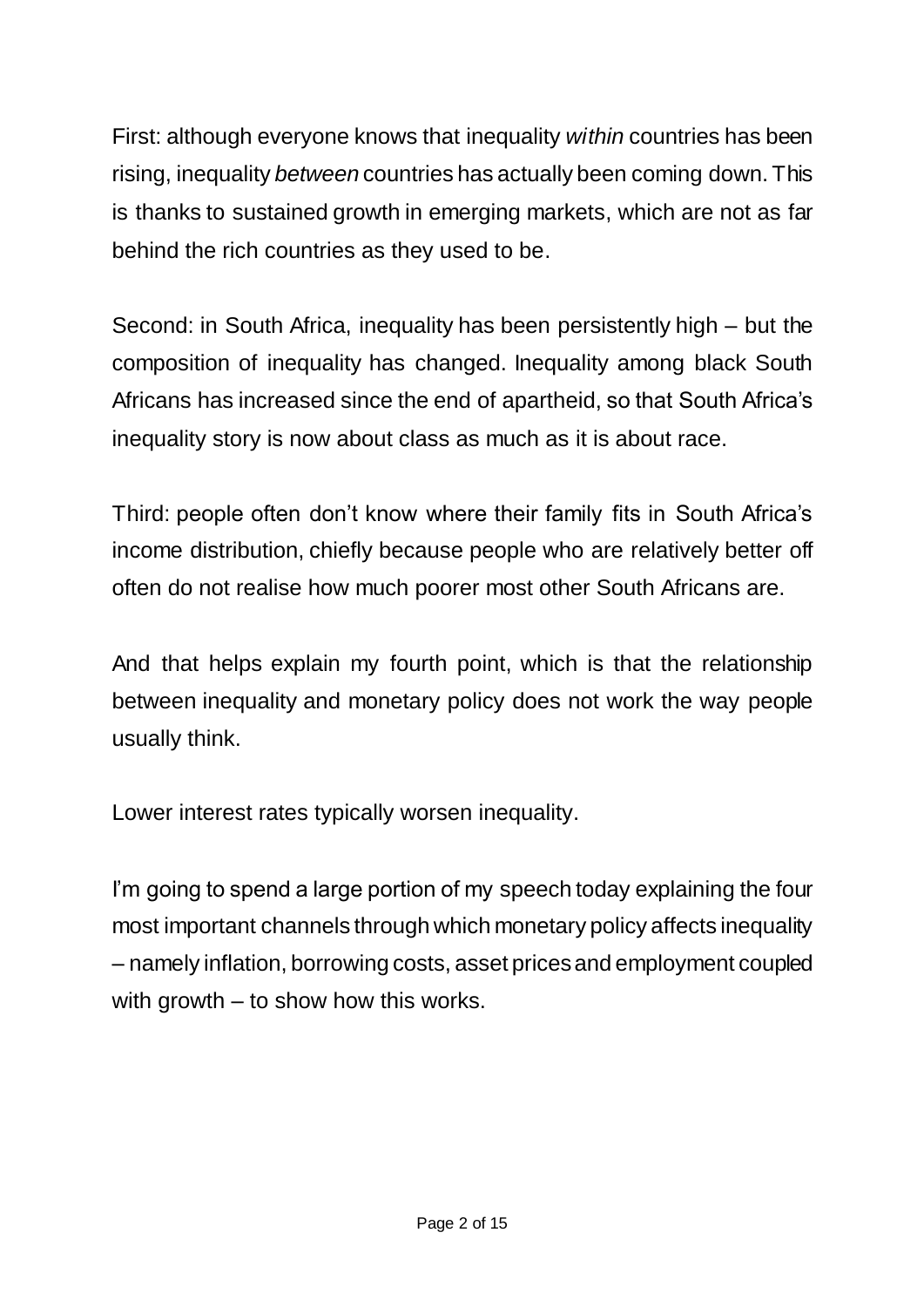First: although everyone knows that inequality *within* countries has been rising, inequality *between* countries has actually been coming down. This is thanks to sustained growth in emerging markets, which are not as far behind the rich countries as they used to be.

Second: in South Africa, inequality has been persistently high – but the composition of inequality has changed. Inequality among black South Africans has increased since the end of apartheid, so that South Africa's inequality story is now about class as much as it is about race.

Third: people often don't know where their family fits in South Africa's income distribution, chiefly because people who are relatively better off often do not realise how much poorer most other South Africans are.

And that helps explain my fourth point, which is that the relationship between inequality and monetary policy does not work the way people usually think.

Lower interest rates typically worsen inequality.

I'm going to spend a large portion of my speech today explaining the four most important channels through which monetary policy affects inequality – namely inflation, borrowing costs, asset prices and employment coupled with growth – to show how this works.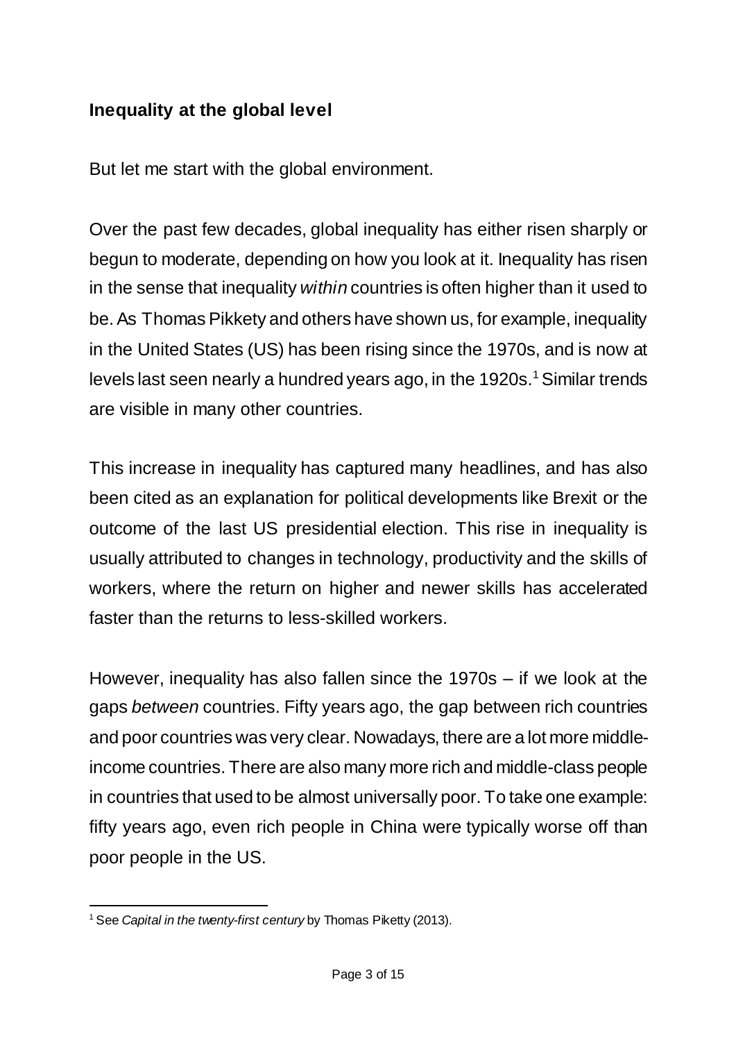## Inequality at the global level

But let me start with the global environment.

Over the past few decades, global inequality has either risen sharply or begun to moderate, depending on how you look at it. Inequality has risen in the sense that inequality *within* countries is often higher than it used to be. As Thomas Pikkety and others have shown us, for example, inequality in the United States (US) has been rising since the 1970s, and is now at levels last seen nearly a hundred years ago, in the 1920s.[1] Similar trends are visible in many other countries.

This increase in inequality has captured many headlines, and has also been cited as an explanation for political developments like Brexit or the outcome of the last US presidential election. This rise in inequality is usually attributed to changes in technology, productivity and the skills of workers, where the return on higher and newer skills has accelerated faster than the returns to less-skilled workers.

However, inequality has also fallen since the 1970s – if we look at the gaps *between* countries. Fifty years ago, the gap between rich countries and poor countries was very clear. Nowadays, there are a lot more middle-income countries. There are also many more rich and middle-class people in countries that used to be almost universally poor. To take one example: fifty years ago, even rich people in China were typically worse off than poor people in the US.

[1] See *Capital in the twenty-first century* by Thomas Piketty (2013).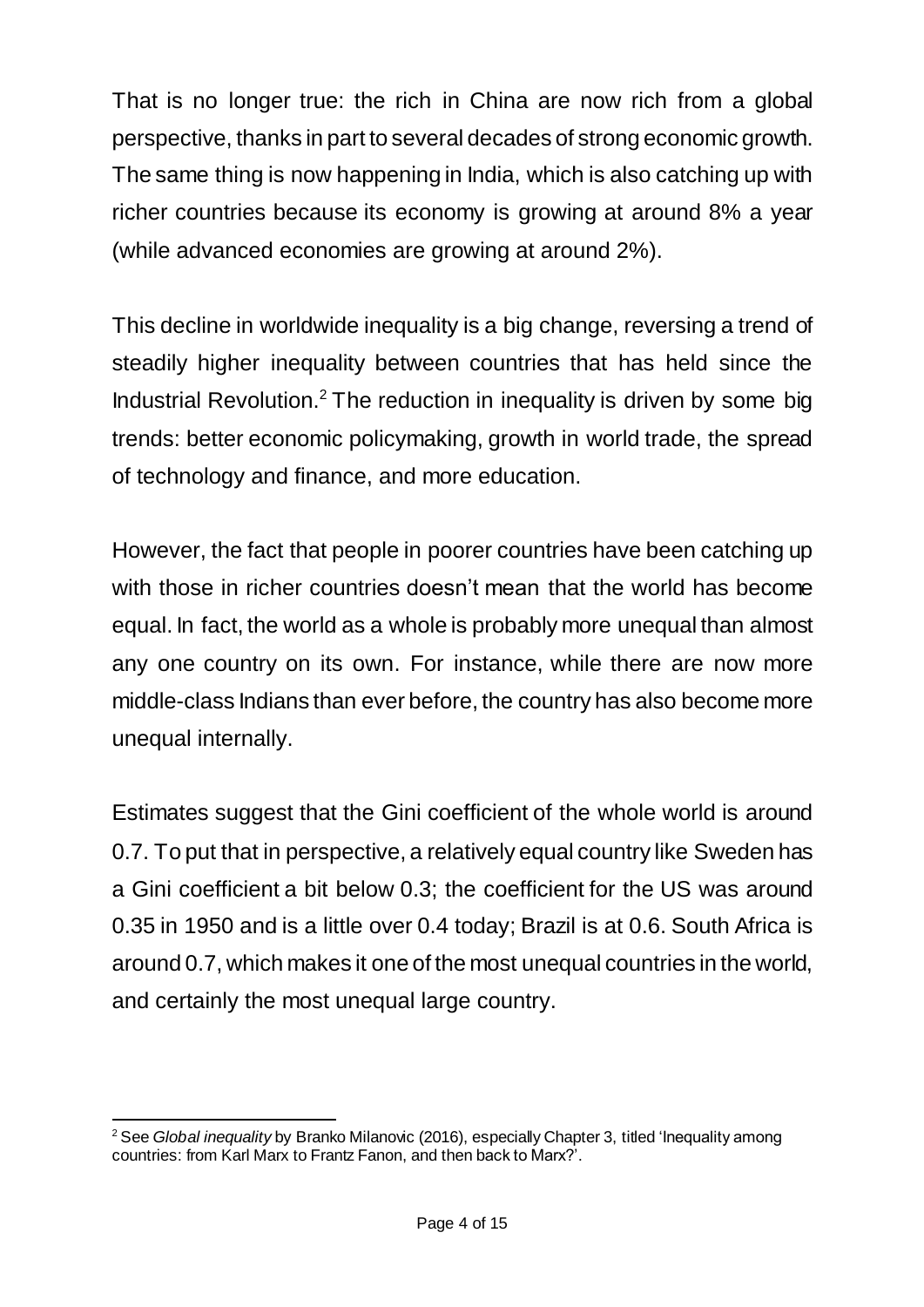That is no longer true: the rich in China are now rich from a global perspective, thanks in part to several decades of strong economic growth. The same thing is now happening in India, which is also catching up with richer countries because its economy is growing at around 8% a year (while advanced economies are growing at around 2%).

This decline in worldwide inequality is a big change, reversing a trend of steadily higher inequality between countries that has held since the Industrial Revolution.[2] The reduction in inequality is driven by some big trends: better economic policymaking, growth in world trade, the spread of technology and finance, and more education.

However, the fact that people in poorer countries have been catching up with those in richer countries doesn't mean that the world has become equal. In fact, the world as a whole is probably more unequal than almost any one country on its own. For instance, while there are now more middle-class Indians than ever before, the country has also become more unequal internally.

Estimates suggest that the Gini coefficient of the whole world is around 0.7. To put that in perspective, a relatively equal country like Sweden has a Gini coefficient a bit below 0.3; the coefficient for the US was around 0.35 in 1950 and is a little over 0.4 today; Brazil is at 0.6. South Africa is around 0.7, which makes it one of the most unequal countries in the world, and certainly the most unequal large country.

---

[2] See *Global inequality* by Branko Milanovic (2016), especially Chapter 3, titled 'Inequality among countries: from Karl Marx to Frantz Fanon, and then back to Marx?'.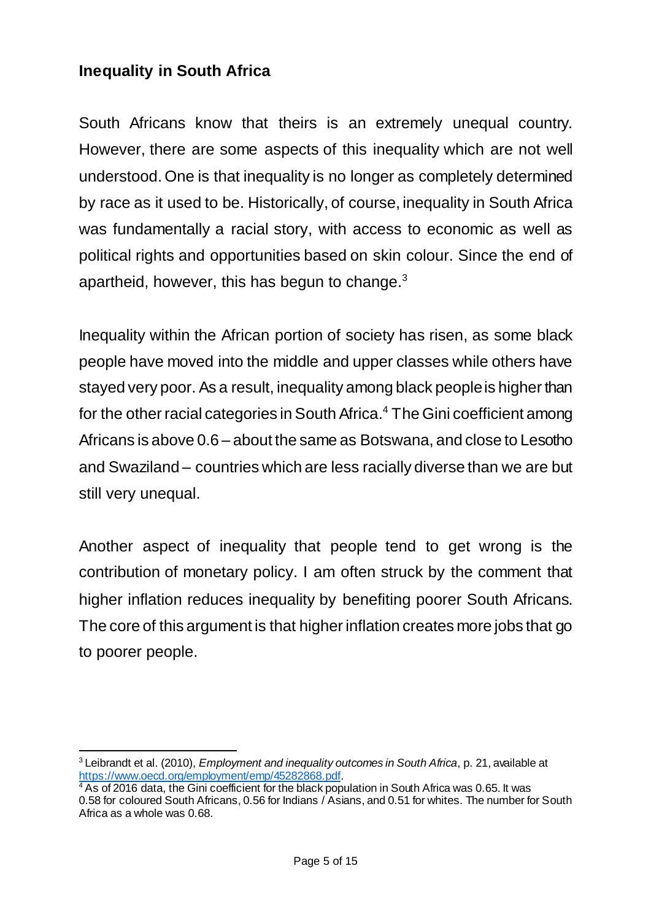## Inequality in South Africa

South Africans know that theirs is an extremely unequal country. However, there are some aspects of this inequality which are not well understood. One is that inequality is no longer as completely determined by race as it used to be. Historically, of course, inequality in South Africa was fundamentally a racial story, with access to economic as well as political rights and opportunities based on skin colour. Since the end of apartheid, however, this has begun to change.[3]

Inequality within the African portion of society has risen, as some black people have moved into the middle and upper classes while others have stayed very poor. As a result, inequality among black people is higher than for the other racial categories in South Africa.[4] The Gini coefficient among Africans is above 0.6 – about the same as Botswana, and close to Lesotho and Swaziland – countries which are less racially diverse than we are but still very unequal.

Another aspect of inequality that people tend to get wrong is the contribution of monetary policy. I am often struck by the comment that higher inflation reduces inequality by benefiting poorer South Africans. The core of this argument is that higher inflation creates more jobs that go to poorer people.

---

[3] Leibrandt et al. (2010), *Employment and inequality outcomes in South Africa*, p. 21, available at [https://www.oecd.org/employment/emp/45282868.pdf](https://www.oecd.org/employment/emp/45282868.pdf).

[4] As of 2016 data, the Gini coefficient for the black population in South Africa was 0.65. It was 0.58 for coloured South Africans, 0.56 for Indians / Asians, and 0.51 for whites. The number for South Africa as a whole was 0.68.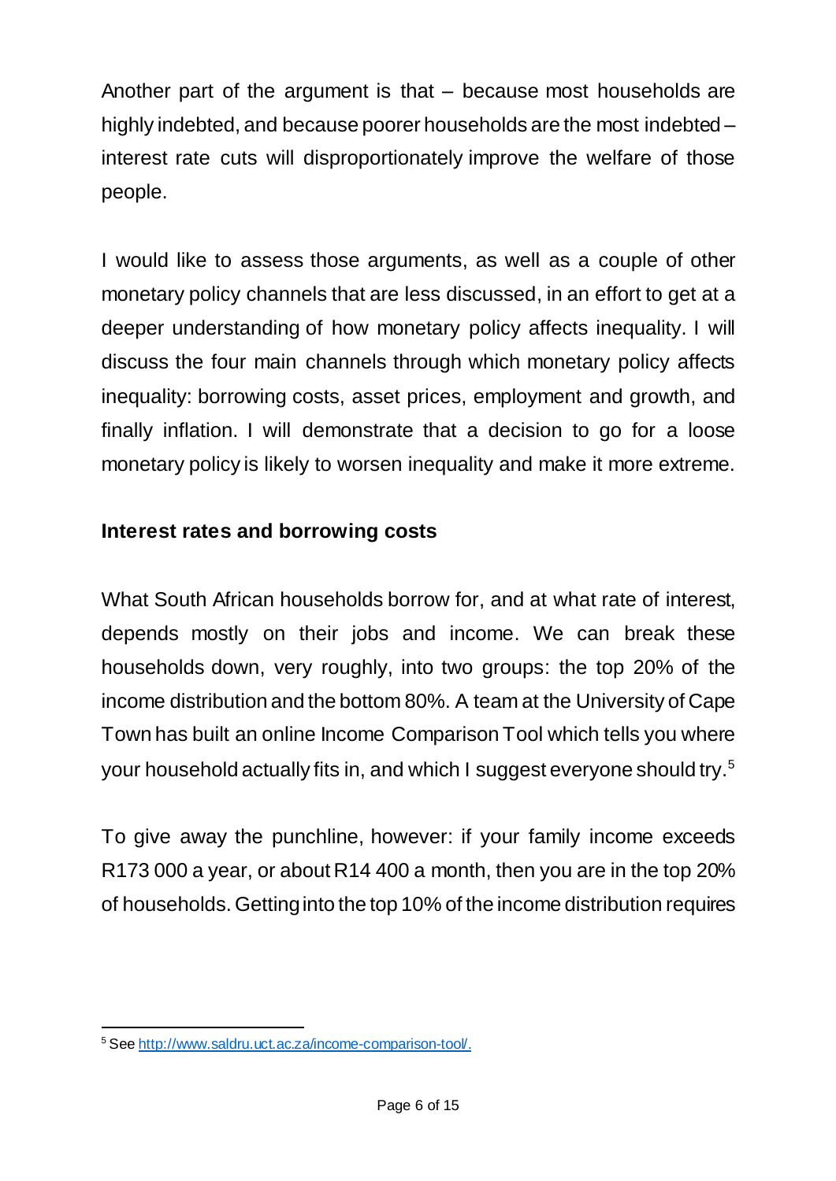Another part of the argument is that – because most households are highly indebted, and because poorer households are the most indebted – interest rate cuts will disproportionately improve the welfare of those people.

I would like to assess those arguments, as well as a couple of other monetary policy channels that are less discussed, in an effort to get at a deeper understanding of how monetary policy affects inequality. I will discuss the four main channels through which monetary policy affects inequality: borrowing costs, asset prices, employment and growth, and finally inflation. I will demonstrate that a decision to go for a loose monetary policy is likely to worsen inequality and make it more extreme.

**Interest rates and borrowing costs**

What South African households borrow for, and at what rate of interest, depends mostly on their jobs and income. We can break these households down, very roughly, into two groups: the top 20% of the income distribution and the bottom 80%. A team at the University of Cape Town has built an online Income Comparison Tool which tells you where your household actually fits in, and which I suggest everyone should try.[5]

To give away the punchline, however: if your family income exceeds R173 000 a year, or about R14 400 a month, then you are in the top 20% of households. Getting into the top 10% of the income distribution requires

---

[5] See http://www.saldru.uct.ac.za/income-comparison-tool/.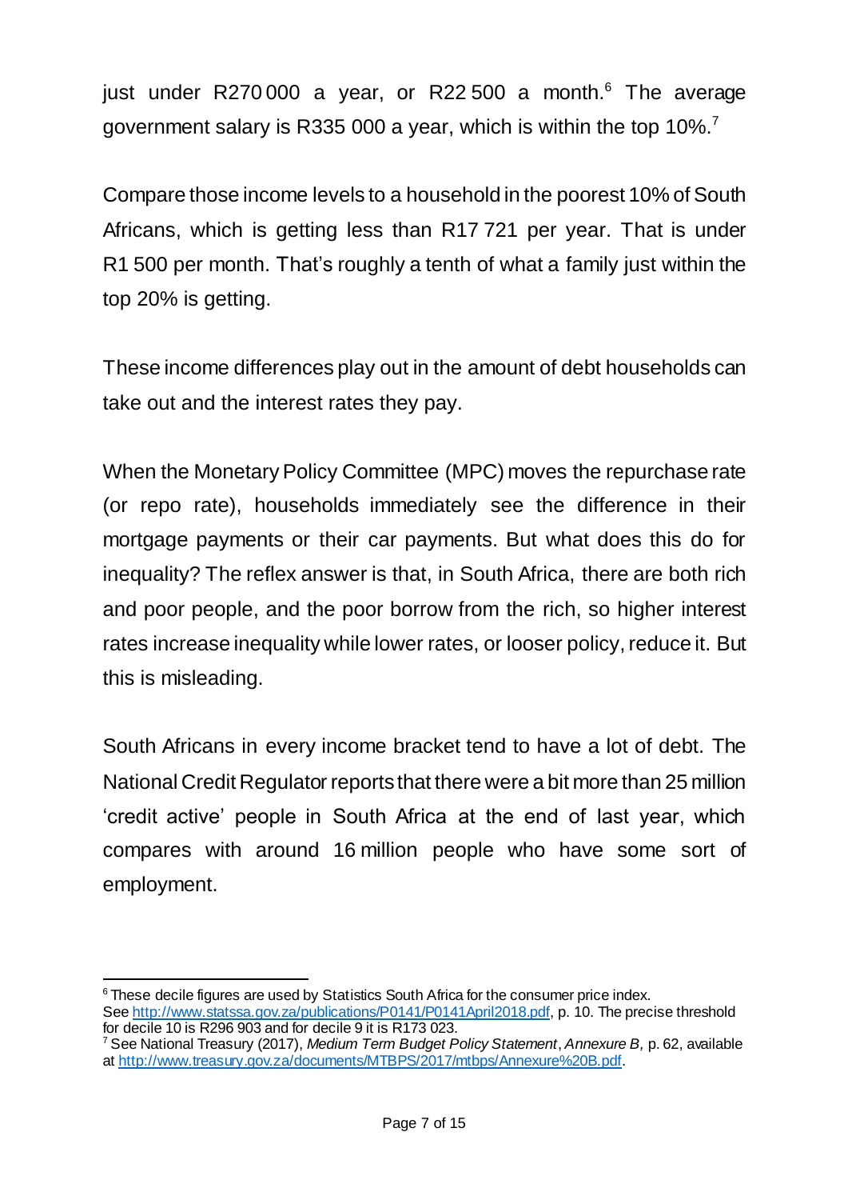just under R270 000 a year, or R22 500 a month.[6] The average government salary is R335 000 a year, which is within the top 10%.[7]

Compare those income levels to a household in the poorest 10% of South Africans, which is getting less than R17 721 per year. That is under R1 500 per month. That's roughly a tenth of what a family just within the top 20% is getting.

These income differences play out in the amount of debt households can take out and the interest rates they pay.

When the Monetary Policy Committee (MPC) moves the repurchase rate (or repo rate), households immediately see the difference in their mortgage payments or their car payments. But what does this do for inequality? The reflex answer is that, in South Africa, there are both rich and poor people, and the poor borrow from the rich, so higher interest rates increase inequality while lower rates, or looser policy, reduce it. But this is misleading.

South Africans in every income bracket tend to have a lot of debt. The National Credit Regulator reports that there were a bit more than 25 million 'credit active' people in South Africa at the end of last year, which compares with around 16 million people who have some sort of employment.

---

[6] These decile figures are used by Statistics South Africa for the consumer price index. See http://www.statssa.gov.za/publications/P0141/P0141April2018.pdf, p. 10. The precise threshold for decile 10 is R296 903 and for decile 9 it is R173 023.

[7] See National Treasury (2017), *Medium Term Budget Policy Statement*, *Annexure B,* p. 62, available at http://www.treasury.gov.za/documents/MTBPS/2017/mtbps/Annexure%20B.pdf.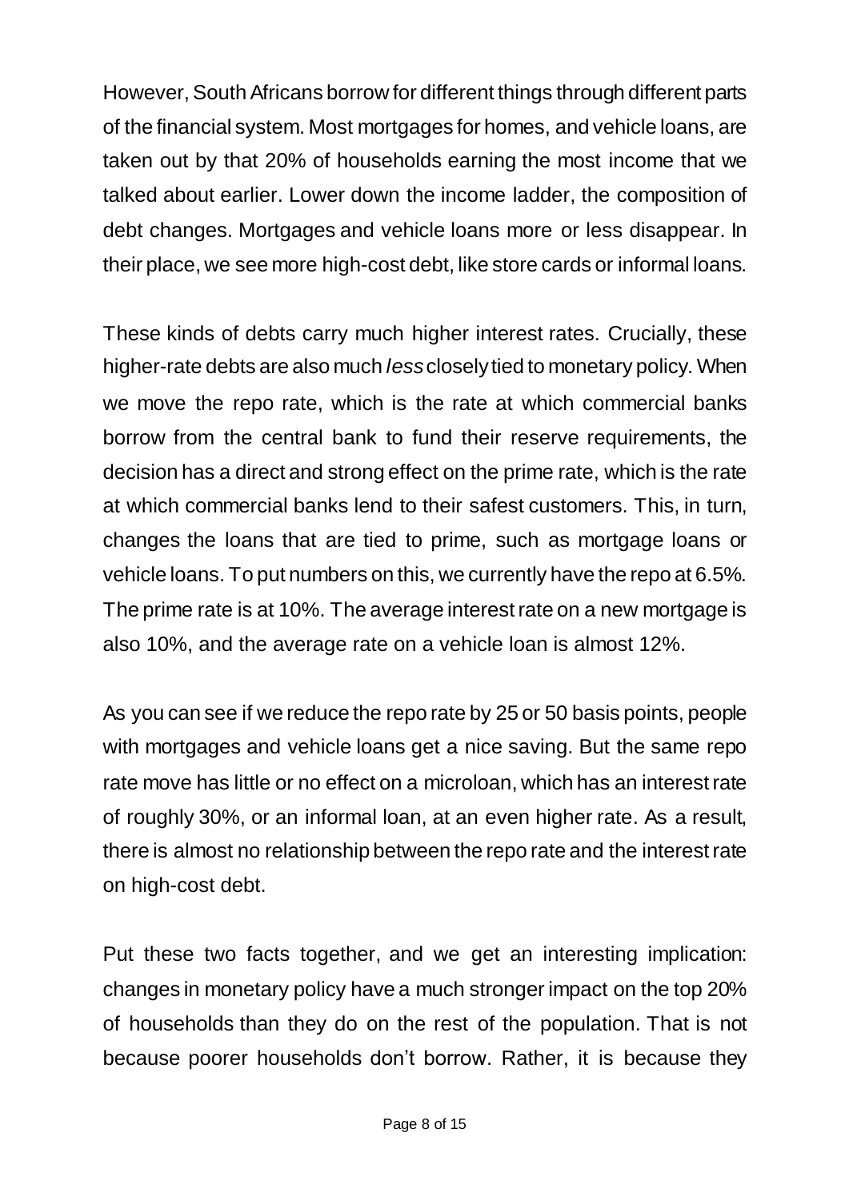However, South Africans borrow for different things through different parts of the financial system. Most mortgages for homes, and vehicle loans, are taken out by that 20% of households earning the most income that we talked about earlier. Lower down the income ladder, the composition of debt changes. Mortgages and vehicle loans more or less disappear. In their place, we see more high-cost debt, like store cards or informal loans.

These kinds of debts carry much higher interest rates. Crucially, these higher-rate debts are also much *less* closely tied to monetary policy. When we move the repo rate, which is the rate at which commercial banks borrow from the central bank to fund their reserve requirements, the decision has a direct and strong effect on the prime rate, which is the rate at which commercial banks lend to their safest customers. This, in turn, changes the loans that are tied to prime, such as mortgage loans or vehicle loans. To put numbers on this, we currently have the repo at 6.5%. The prime rate is at 10%. The average interest rate on a new mortgage is also 10%, and the average rate on a vehicle loan is almost 12%.

As you can see if we reduce the repo rate by 25 or 50 basis points, people with mortgages and vehicle loans get a nice saving. But the same repo rate move has little or no effect on a microloan, which has an interest rate of roughly 30%, or an informal loan, at an even higher rate. As a result, there is almost no relationship between the repo rate and the interest rate on high-cost debt.

Put these two facts together, and we get an interesting implication: changes in monetary policy have a much stronger impact on the top 20% of households than they do on the rest of the population. That is not because poorer households don't borrow. Rather, it is because they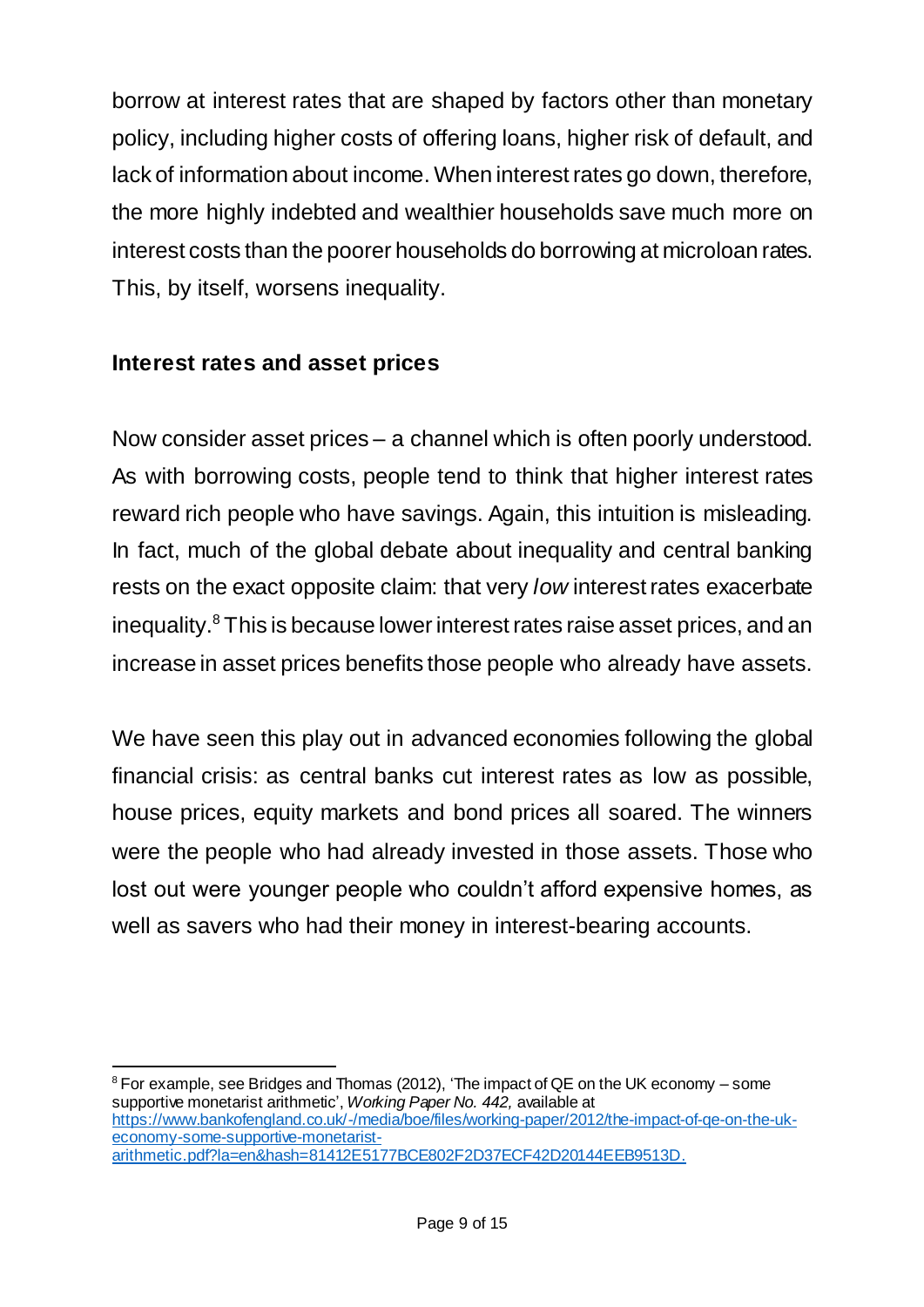borrow at interest rates that are shaped by factors other than monetary policy, including higher costs of offering loans, higher risk of default, and lack of information about income. When interest rates go down, therefore, the more highly indebted and wealthier households save much more on interest costs than the poorer households do borrowing at microloan rates. This, by itself, worsens inequality.

**Interest rates and asset prices**

Now consider asset prices – a channel which is often poorly understood. As with borrowing costs, people tend to think that higher interest rates reward rich people who have savings. Again, this intuition is misleading. In fact, much of the global debate about inequality and central banking rests on the exact opposite claim: that very *low* interest rates exacerbate inequality.[8] This is because lower interest rates raise asset prices, and an increase in asset prices benefits those people who already have assets.

We have seen this play out in advanced economies following the global financial crisis: as central banks cut interest rates as low as possible, house prices, equity markets and bond prices all soared. The winners were the people who had already invested in those assets. Those who lost out were younger people who couldn't afford expensive homes, as well as savers who had their money in interest-bearing accounts.

---

[8] For example, see Bridges and Thomas (2012), 'The impact of QE on the UK economy – some supportive monetarist arithmetic', *Working Paper No. 442,* available at https://www.bankofengland.co.uk/-/media/boe/files/working-paper/2012/the-impact-of-qe-on-the-uk-economy-some-supportive-monetarist-arithmetic.pdf?la=en&hash=81412E5177BCE802F2D37ECF42D20144EEB9513D.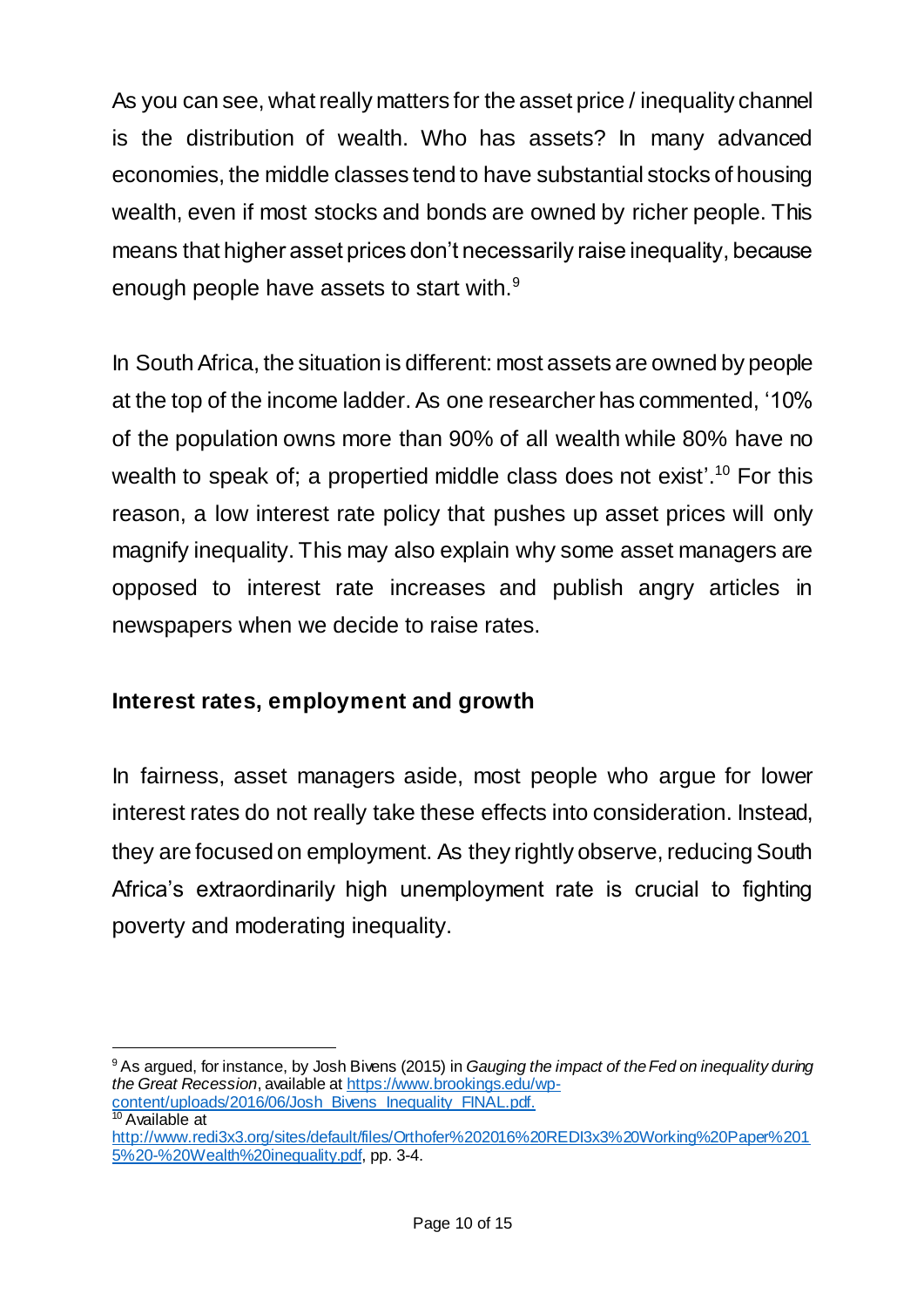As you can see, what really matters for the asset price / inequality channel is the distribution of wealth. Who has assets? In many advanced economies, the middle classes tend to have substantial stocks of housing wealth, even if most stocks and bonds are owned by richer people. This means that higher asset prices don't necessarily raise inequality, because enough people have assets to start with.[9]

In South Africa, the situation is different: most assets are owned by people at the top of the income ladder. As one researcher has commented, '10% of the population owns more than 90% of all wealth while 80% have no wealth to speak of; a propertied middle class does not exist'.[10] For this reason, a low interest rate policy that pushes up asset prices will only magnify inequality. This may also explain why some asset managers are opposed to interest rate increases and publish angry articles in newspapers when we decide to raise rates.

## Interest rates, employment and growth

In fairness, asset managers aside, most people who argue for lower interest rates do not really take these effects into consideration. Instead, they are focused on employment. As they rightly observe, reducing South Africa's extraordinarily high unemployment rate is crucial to fighting poverty and moderating inequality.

---

[9] As argued, for instance, by Josh Bivens (2015) in *Gauging the impact of the Fed on inequality during the Great Recession*, available at https://www.brookings.edu/wp-content/uploads/2016/06/Josh_Bivens_Inequality_FINAL.pdf.

[10] Available at http://www.redi3x3.org/sites/default/files/Orthofer%202016%20REDI3x3%20Working%20Paper%2015%20-%20Wealth%20inequality.pdf, pp. 3-4.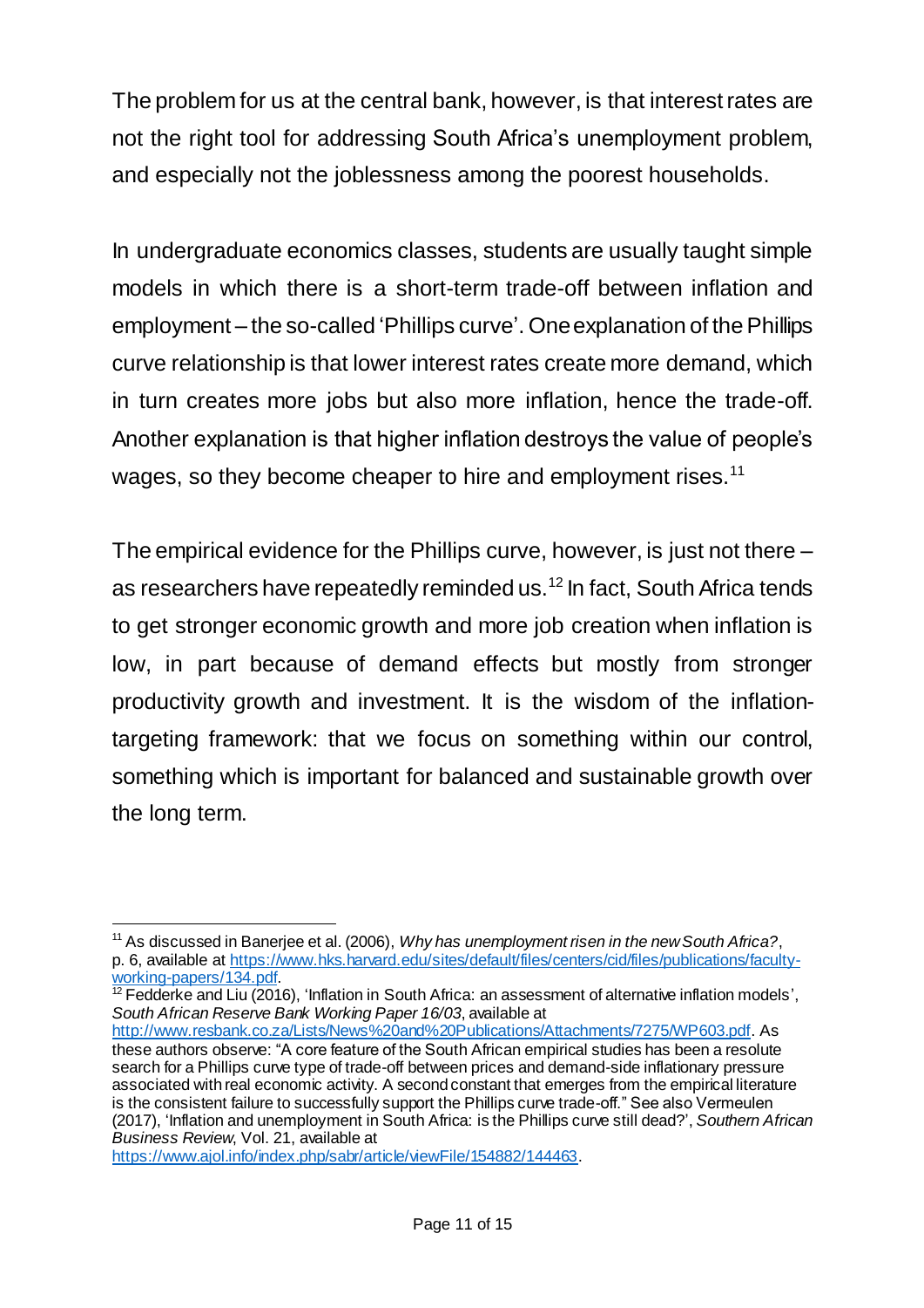The problem for us at the central bank, however, is that interest rates are not the right tool for addressing South Africa's unemployment problem, and especially not the joblessness among the poorest households.

In undergraduate economics classes, students are usually taught simple models in which there is a short-term trade-off between inflation and employment – the so-called 'Phillips curve'. One explanation of the Phillips curve relationship is that lower interest rates create more demand, which in turn creates more jobs but also more inflation, hence the trade-off. Another explanation is that higher inflation destroys the value of people's wages, so they become cheaper to hire and employment rises.[11]

The empirical evidence for the Phillips curve, however, is just not there – as researchers have repeatedly reminded us.[12] In fact, South Africa tends to get stronger economic growth and more job creation when inflation is low, in part because of demand effects but mostly from stronger productivity growth and investment. It is the wisdom of the inflation-targeting framework: that we focus on something within our control, something which is important for balanced and sustainable growth over the long term.

---

[11] As discussed in Banerjee et al. (2006), *Why has unemployment risen in the new South Africa?*, p. 6, available at https://www.hks.harvard.edu/sites/default/files/centers/cid/files/publications/faculty-working-papers/134.pdf.

[12] Fedderke and Liu (2016), 'Inflation in South Africa: an assessment of alternative inflation models', *South African Reserve Bank Working Paper 16/03*, available at http://www.resbank.co.za/Lists/News%20and%20Publications/Attachments/7275/WP603.pdf. As these authors observe: "A core feature of the South African empirical studies has been a resolute search for a Phillips curve type of trade-off between prices and demand-side inflationary pressure associated with real economic activity. A second constant that emerges from the empirical literature is the consistent failure to successfully support the Phillips curve trade-off." See also Vermeulen (2017), 'Inflation and unemployment in South Africa: is the Phillips curve still dead?', *Southern African Business Review*, Vol. 21, available at https://www.ajol.info/index.php/sabr/article/viewFile/154882/144463.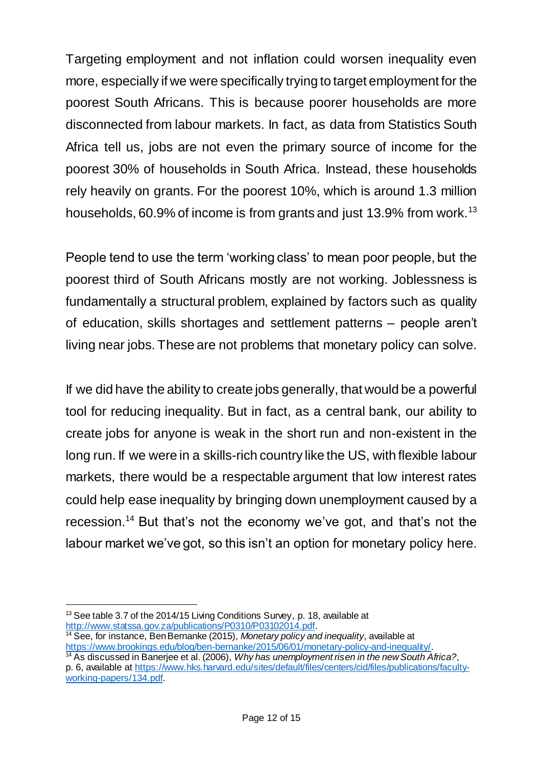Targeting employment and not inflation could worsen inequality even more, especially if we were specifically trying to target employment for the poorest South Africans. This is because poorer households are more disconnected from labour markets. In fact, as data from Statistics South Africa tell us, jobs are not even the primary source of income for the poorest 30% of households in South Africa. Instead, these households rely heavily on grants. For the poorest 10%, which is around 1.3 million households, 60.9% of income is from grants and just 13.9% from work.[13]

People tend to use the term 'working class' to mean poor people, but the poorest third of South Africans mostly are not working. Joblessness is fundamentally a structural problem, explained by factors such as quality of education, skills shortages and settlement patterns – people aren't living near jobs. These are not problems that monetary policy can solve.

If we did have the ability to create jobs generally, that would be a powerful tool for reducing inequality. But in fact, as a central bank, our ability to create jobs for anyone is weak in the short run and non-existent in the long run. If we were in a skills-rich country like the US, with flexible labour markets, there would be a respectable argument that low interest rates could help ease inequality by bringing down unemployment caused by a recession.[14] But that's not the economy we've got, and that's not the labour market we've got, so this isn't an option for monetary policy here.

---

[13] See table 3.7 of the 2014/15 Living Conditions Survey, p. 18, available at http://www.statssa.gov.za/publications/P0310/P03102014.pdf.

[14] See, for instance, Ben Bernanke (2015), *Monetary policy and inequality*, available at https://www.brookings.edu/blog/ben-bernanke/2015/06/01/monetary-policy-and-inequality/.

[14] As discussed in Banerjee et al. (2006), *Why has unemployment risen in the new South Africa?*, p. 6, available at https://www.hks.harvard.edu/sites/default/files/centers/cid/files/publications/faculty-working-papers/134.pdf.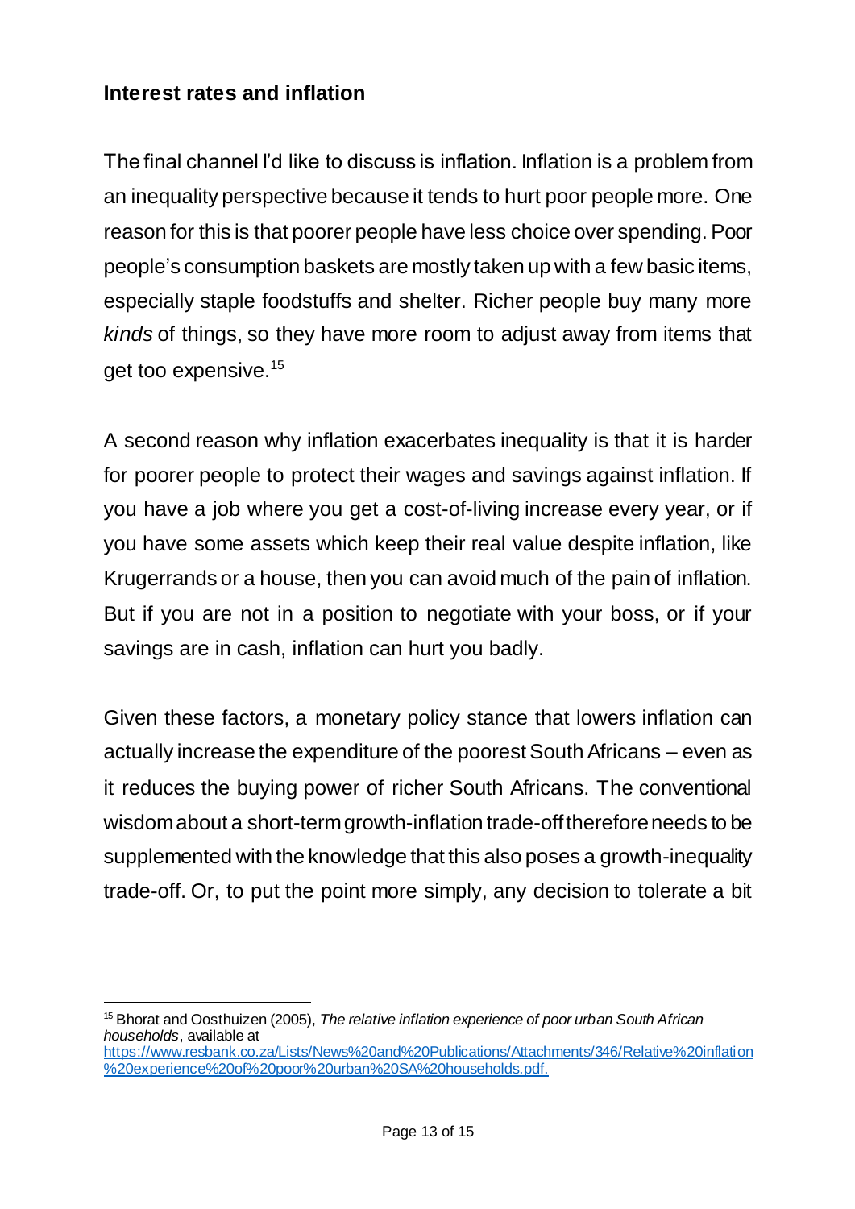## Interest rates and inflation

The final channel I'd like to discuss is inflation. Inflation is a problem from an inequality perspective because it tends to hurt poor people more. One reason for this is that poorer people have less choice over spending. Poor people's consumption baskets are mostly taken up with a few basic items, especially staple foodstuffs and shelter. Richer people buy many more *kinds* of things, so they have more room to adjust away from items that get too expensive.[15]

A second reason why inflation exacerbates inequality is that it is harder for poorer people to protect their wages and savings against inflation. If you have a job where you get a cost-of-living increase every year, or if you have some assets which keep their real value despite inflation, like Krugerrands or a house, then you can avoid much of the pain of inflation. But if you are not in a position to negotiate with your boss, or if your savings are in cash, inflation can hurt you badly.

Given these factors, a monetary policy stance that lowers inflation can actually increase the expenditure of the poorest South Africans – even as it reduces the buying power of richer South Africans. The conventional wisdom about a short-term growth-inflation trade-off therefore needs to be supplemented with the knowledge that this also poses a growth-inequality trade-off. Or, to put the point more simply, any decision to tolerate a bit

---

[15] Bhorat and Oosthuizen (2005), *The relative inflation experience of poor urban South African households*, available at https://www.resbank.co.za/Lists/News%20and%20Publications/Attachments/346/Relative%20inflation%20experience%20of%20poor%20urban%20SA%20households.pdf.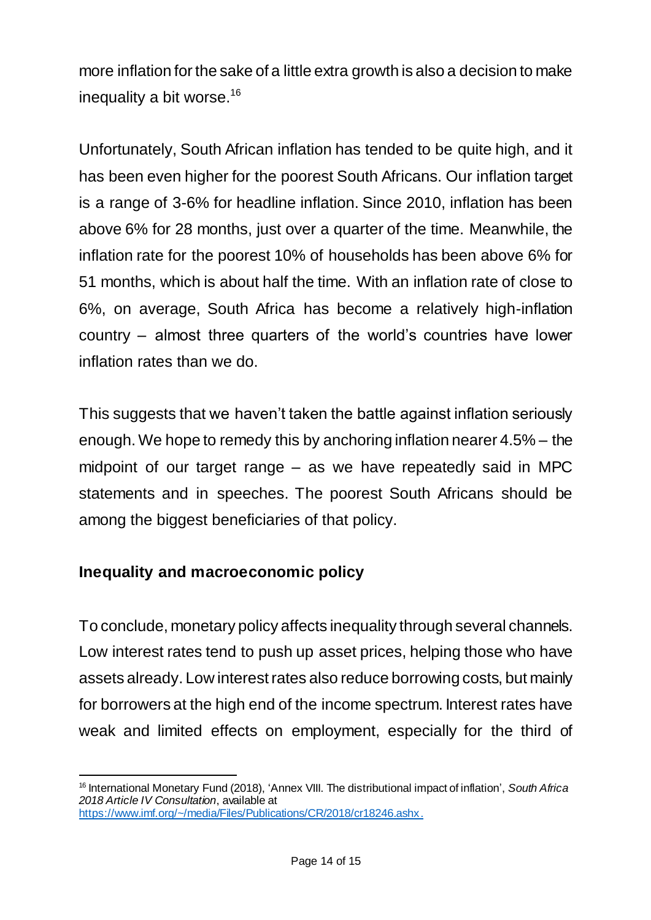more inflation for the sake of a little extra growth is also a decision to make inequality a bit worse.[16]

Unfortunately, South African inflation has tended to be quite high, and it has been even higher for the poorest South Africans. Our inflation target is a range of 3-6% for headline inflation. Since 2010, inflation has been above 6% for 28 months, just over a quarter of the time. Meanwhile, the inflation rate for the poorest 10% of households has been above 6% for 51 months, which is about half the time. With an inflation rate of close to 6%, on average, South Africa has become a relatively high-inflation country – almost three quarters of the world's countries have lower inflation rates than we do.

This suggests that we haven't taken the battle against inflation seriously enough. We hope to remedy this by anchoring inflation nearer 4.5% – the midpoint of our target range – as we have repeatedly said in MPC statements and in speeches. The poorest South Africans should be among the biggest beneficiaries of that policy.

## Inequality and macroeconomic policy

To conclude, monetary policy affects inequality through several channels. Low interest rates tend to push up asset prices, helping those who have assets already. Low interest rates also reduce borrowing costs, but mainly for borrowers at the high end of the income spectrum. Interest rates have weak and limited effects on employment, especially for the third of

---

[16] International Monetary Fund (2018), 'Annex VIII. The distributional impact of inflation', *South Africa 2018 Article IV Consultation*, available at https://www.imf.org/~/media/Files/Publications/CR/2018/cr18246.ashx.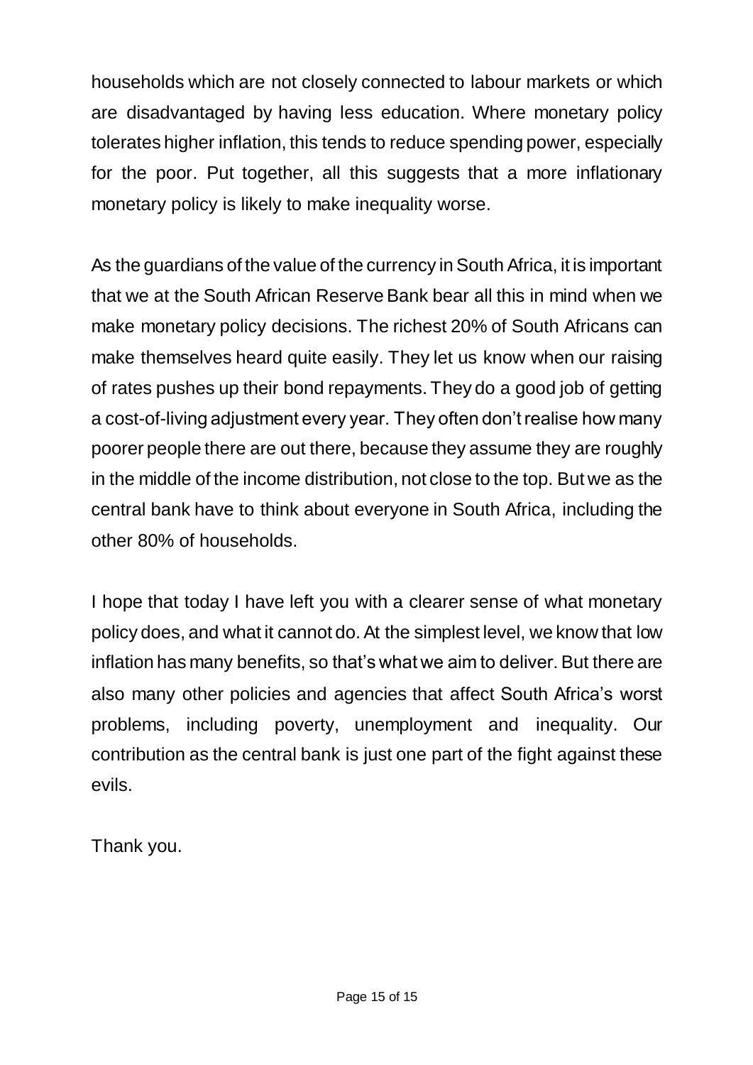households which are not closely connected to labour markets or which are disadvantaged by having less education. Where monetary policy tolerates higher inflation, this tends to reduce spending power, especially for the poor. Put together, all this suggests that a more inflationary monetary policy is likely to make inequality worse.

As the guardians of the value of the currency in South Africa, it is important that we at the South African Reserve Bank bear all this in mind when we make monetary policy decisions. The richest 20% of South Africans can make themselves heard quite easily. They let us know when our raising of rates pushes up their bond repayments. They do a good job of getting a cost-of-living adjustment every year. They often don't realise how many poorer people there are out there, because they assume they are roughly in the middle of the income distribution, not close to the top. But we as the central bank have to think about everyone in South Africa, including the other 80% of households.

I hope that today I have left you with a clearer sense of what monetary policy does, and what it cannot do. At the simplest level, we know that low inflation has many benefits, so that's what we aim to deliver. But there are also many other policies and agencies that affect South Africa's worst problems, including poverty, unemployment and inequality. Our contribution as the central bank is just one part of the fight against these evils.

Thank you.